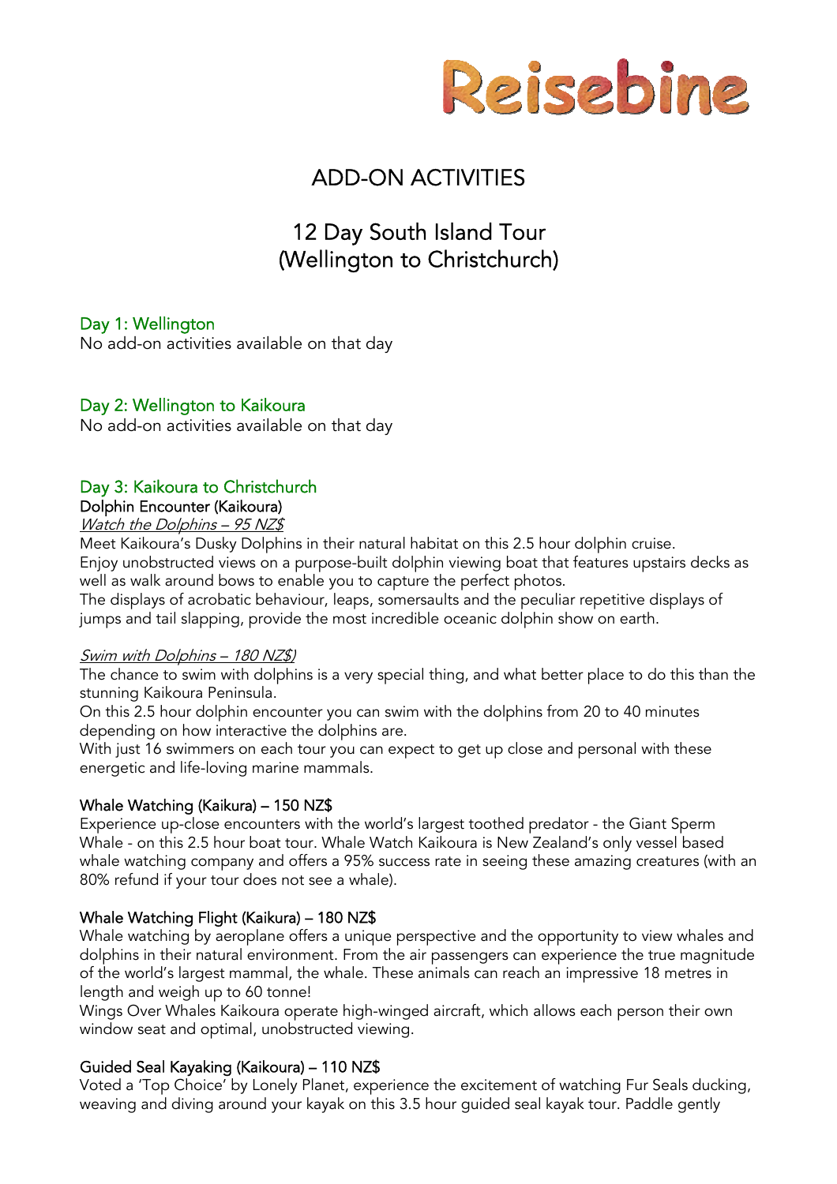# Reisebine

# ADD-ON ACTIVITIES

## 12 Day South Island Tour (Wellington to Christchurch)

### Day 1: Wellington

No add-on activities available on that day

### Day 2: Wellington to Kaikoura

No add-on activities available on that day

### Day 3: Kaikoura to Christchurch

**Dolphin Encounter (Kaikoura)**

*Watch the Dolphins – 95 NZ$*

Meet Kaikoura's Dusky Dolphins in their natural habitat on this 2.5 hour dolphin cruise.
Enjoy unobstructed views on a purpose-built dolphin viewing boat that features upstairs decks as well as walk around bows to enable you to capture the perfect photos.
The displays of acrobatic behaviour, leaps, somersaults and the peculiar repetitive displays of jumps and tail slapping, provide the most incredible oceanic dolphin show on earth.

*Swim with Dolphins – 180 NZ$)*

The chance to swim with dolphins is a very special thing, and what better place to do this than the stunning Kaikoura Peninsula.
On this 2.5 hour dolphin encounter you can swim with the dolphins from 20 to 40 minutes depending on how interactive the dolphins are.
With just 16 swimmers on each tour you can expect to get up close and personal with these energetic and life-loving marine mammals.

**Whale Watching (Kaikura) – 150 NZ$**

Experience up-close encounters with the world's largest toothed predator - the Giant Sperm Whale - on this 2.5 hour boat tour. Whale Watch Kaikoura is New Zealand's only vessel based whale watching company and offers a 95% success rate in seeing these amazing creatures (with an 80% refund if your tour does not see a whale).

**Whale Watching Flight (Kaikura) – 180 NZ$**

Whale watching by aeroplane offers a unique perspective and the opportunity to view whales and dolphins in their natural environment. From the air passengers can experience the true magnitude of the world's largest mammal, the whale. These animals can reach an impressive 18 metres in length and weigh up to 60 tonne!
Wings Over Whales Kaikoura operate high-winged aircraft, which allows each person their own window seat and optimal, unobstructed viewing.

**Guided Seal Kayaking (Kaikoura) – 110 NZ$**

Voted a 'Top Choice' by Lonely Planet, experience the excitement of watching Fur Seals ducking, weaving and diving around your kayak on this 3.5 hour guided seal kayak tour. Paddle gently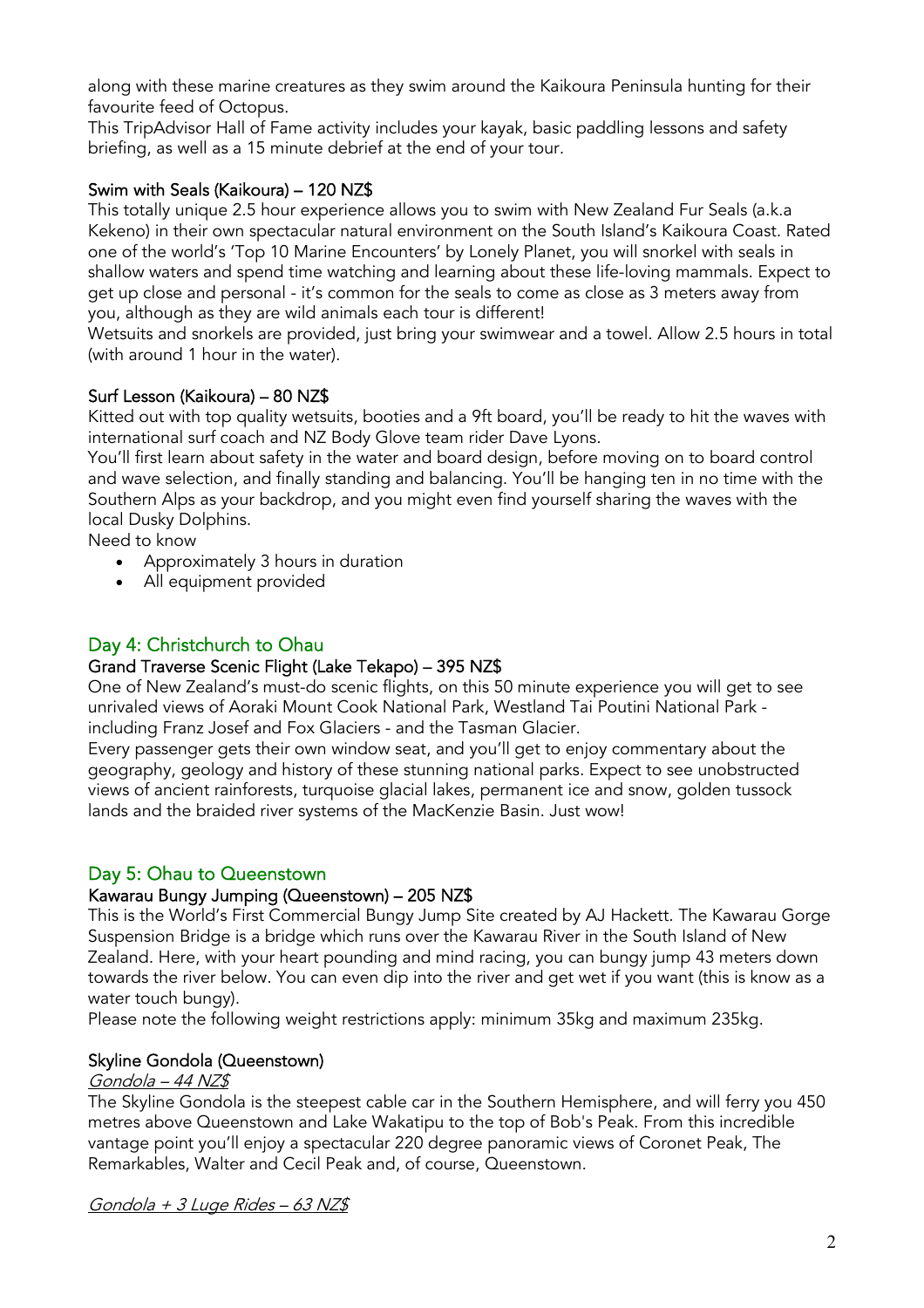along with these marine creatures as they swim around the Kaikoura Peninsula hunting for their favourite feed of Octopus.
This TripAdvisor Hall of Fame activity includes your kayak, basic paddling lessons and safety briefing, as well as a 15 minute debrief at the end of your tour.

### Swim with Seals (Kaikoura) – 120 NZ$

This totally unique 2.5 hour experience allows you to swim with New Zealand Fur Seals (a.k.a Kekeno) in their own spectacular natural environment on the South Island's Kaikoura Coast. Rated one of the world's 'Top 10 Marine Encounters' by Lonely Planet, you will snorkel with seals in shallow waters and spend time watching and learning about these life-loving mammals. Expect to get up close and personal - it's common for the seals to come as close as 3 meters away from you, although as they are wild animals each tour is different!
Wetsuits and snorkels are provided, just bring your swimwear and a towel. Allow 2.5 hours in total (with around 1 hour in the water).

### Surf Lesson (Kaikoura) – 80 NZ$

Kitted out with top quality wetsuits, booties and a 9ft board, you'll be ready to hit the waves with international surf coach and NZ Body Glove team rider Dave Lyons.
You'll first learn about safety in the water and board design, before moving on to board control and wave selection, and finally standing and balancing. You'll be hanging ten in no time with the Southern Alps as your backdrop, and you might even find yourself sharing the waves with the local Dusky Dolphins.
Need to know

- Approximately 3 hours in duration
- All equipment provided

## Day 4: Christchurch to Ohau

### Grand Traverse Scenic Flight (Lake Tekapo) – 395 NZ$

One of New Zealand's must-do scenic flights, on this 50 minute experience you will get to see unrivaled views of Aoraki Mount Cook National Park, Westland Tai Poutini National Park - including Franz Josef and Fox Glaciers - and the Tasman Glacier.
Every passenger gets their own window seat, and you'll get to enjoy commentary about the geography, geology and history of these stunning national parks. Expect to see unobstructed views of ancient rainforests, turquoise glacial lakes, permanent ice and snow, golden tussock lands and the braided river systems of the MacKenzie Basin. Just wow!

## Day 5: Ohau to Queenstown

### Kawarau Bungy Jumping (Queenstown) – 205 NZ$

This is the World's First Commercial Bungy Jump Site created by AJ Hackett. The Kawarau Gorge Suspension Bridge is a bridge which runs over the Kawarau River in the South Island of New Zealand. Here, with your heart pounding and mind racing, you can bungy jump 43 meters down towards the river below. You can even dip into the river and get wet if you want (this is know as a water touch bungy).
Please note the following weight restrictions apply: minimum 35kg and maximum 235kg.

### Skyline Gondola (Queenstown)

*Gondola – 44 NZ$*

The Skyline Gondola is the steepest cable car in the Southern Hemisphere, and will ferry you 450 metres above Queenstown and Lake Wakatipu to the top of Bob's Peak. From this incredible vantage point you'll enjoy a spectacular 220 degree panoramic views of Coronet Peak, The Remarkables, Walter and Cecil Peak and, of course, Queenstown.

*Gondola + 3 Luge Rides – 63 NZ$*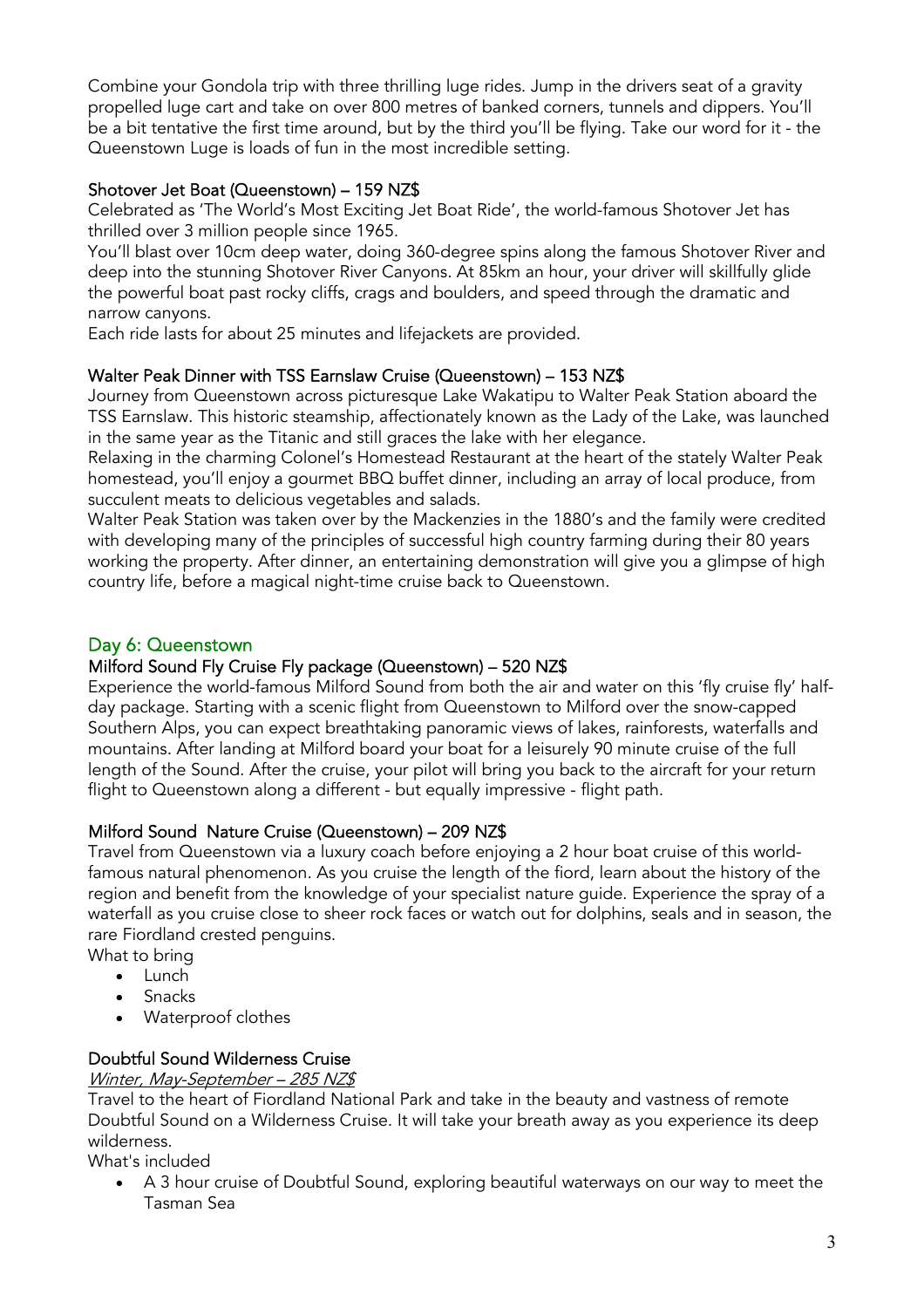Combine your Gondola trip with three thrilling luge rides. Jump in the drivers seat of a gravity propelled luge cart and take on over 800 metres of banked corners, tunnels and dippers. You'll be a bit tentative the first time around, but by the third you'll be flying. Take our word for it - the Queenstown Luge is loads of fun in the most incredible setting.

### Shotover Jet Boat (Queenstown) – 159 NZ$

Celebrated as 'The World's Most Exciting Jet Boat Ride', the world-famous Shotover Jet has thrilled over 3 million people since 1965.
You'll blast over 10cm deep water, doing 360-degree spins along the famous Shotover River and deep into the stunning Shotover River Canyons. At 85km an hour, your driver will skillfully glide the powerful boat past rocky cliffs, crags and boulders, and speed through the dramatic and narrow canyons.
Each ride lasts for about 25 minutes and lifejackets are provided.

### Walter Peak Dinner with TSS Earnslaw Cruise (Queenstown) – 153 NZ$

Journey from Queenstown across picturesque Lake Wakatipu to Walter Peak Station aboard the TSS Earnslaw. This historic steamship, affectionately known as the Lady of the Lake, was launched in the same year as the Titanic and still graces the lake with her elegance.
Relaxing in the charming Colonel's Homestead Restaurant at the heart of the stately Walter Peak homestead, you'll enjoy a gourmet BBQ buffet dinner, including an array of local produce, from succulent meats to delicious vegetables and salads.
Walter Peak Station was taken over by the Mackenzies in the 1880's and the family were credited with developing many of the principles of successful high country farming during their 80 years working the property. After dinner, an entertaining demonstration will give you a glimpse of high country life, before a magical night-time cruise back to Queenstown.

## Day 6: Queenstown

### Milford Sound Fly Cruise Fly package (Queenstown) – 520 NZ$

Experience the world-famous Milford Sound from both the air and water on this 'fly cruise fly' half-day package. Starting with a scenic flight from Queenstown to Milford over the snow-capped Southern Alps, you can expect breathtaking panoramic views of lakes, rainforests, waterfalls and mountains. After landing at Milford board your boat for a leisurely 90 minute cruise of the full length of the Sound. After the cruise, your pilot will bring you back to the aircraft for your return flight to Queenstown along a different - but equally impressive - flight path.

### Milford Sound Nature Cruise (Queenstown) – 209 NZ$

Travel from Queenstown via a luxury coach before enjoying a 2 hour boat cruise of this world-famous natural phenomenon. As you cruise the length of the fiord, learn about the history of the region and benefit from the knowledge of your specialist nature guide. Experience the spray of a waterfall as you cruise close to sheer rock faces or watch out for dolphins, seals and in season, the rare Fiordland crested penguins.
What to bring

- Lunch
- Snacks
- Waterproof clothes

### Doubtful Sound Wilderness Cruise

*Winter, May-September – 285 NZ$*

Travel to the heart of Fiordland National Park and take in the beauty and vastness of remote Doubtful Sound on a Wilderness Cruise. It will take your breath away as you experience its deep wilderness.
What's included

- A 3 hour cruise of Doubtful Sound, exploring beautiful waterways on our way to meet the Tasman Sea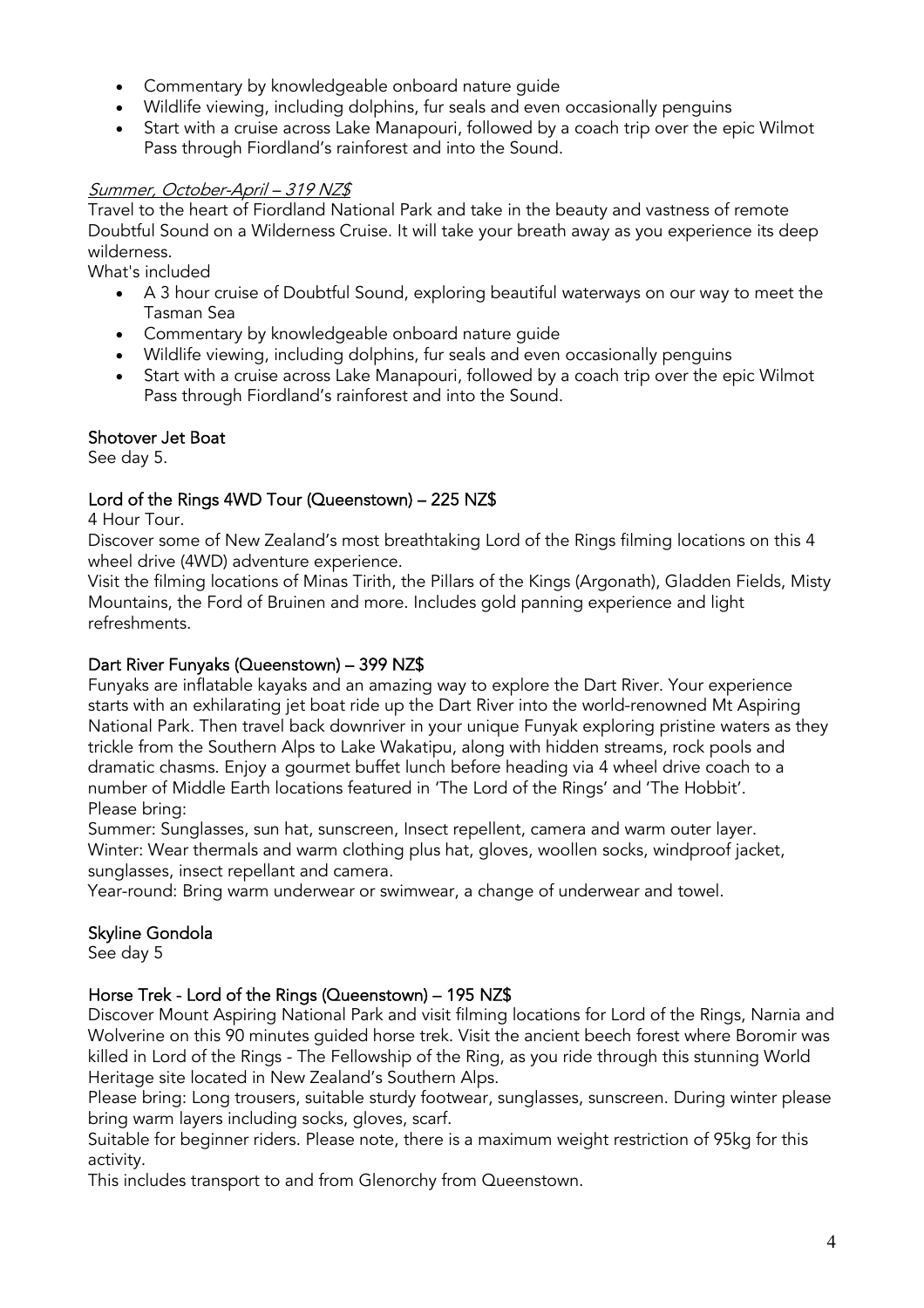- Commentary by knowledgeable onboard nature guide
- Wildlife viewing, including dolphins, fur seals and even occasionally penguins
- Start with a cruise across Lake Manapouri, followed by a coach trip over the epic Wilmot Pass through Fiordland's rainforest and into the Sound.

*Summer, October-April – 319 NZ$*

Travel to the heart of Fiordland National Park and take in the beauty and vastness of remote Doubtful Sound on a Wilderness Cruise. It will take your breath away as you experience its deep wilderness.

What's included

- A 3 hour cruise of Doubtful Sound, exploring beautiful waterways on our way to meet the Tasman Sea
- Commentary by knowledgeable onboard nature guide
- Wildlife viewing, including dolphins, fur seals and even occasionally penguins
- Start with a cruise across Lake Manapouri, followed by a coach trip over the epic Wilmot Pass through Fiordland's rainforest and into the Sound.

### Shotover Jet Boat

See day 5.

### Lord of the Rings 4WD Tour (Queenstown) – 225 NZ$

4 Hour Tour.

Discover some of New Zealand's most breathtaking Lord of the Rings filming locations on this 4 wheel drive (4WD) adventure experience.

Visit the filming locations of Minas Tirith, the Pillars of the Kings (Argonath), Gladden Fields, Misty Mountains, the Ford of Bruinen and more. Includes gold panning experience and light refreshments.

### Dart River Funyaks (Queenstown) – 399 NZ$

Funyaks are inflatable kayaks and an amazing way to explore the Dart River. Your experience starts with an exhilarating jet boat ride up the Dart River into the world-renowned Mt Aspiring National Park. Then travel back downriver in your unique Funyak exploring pristine waters as they trickle from the Southern Alps to Lake Wakatipu, along with hidden streams, rock pools and dramatic chasms. Enjoy a gourmet buffet lunch before heading via 4 wheel drive coach to a number of Middle Earth locations featured in 'The Lord of the Rings' and 'The Hobbit'.

Please bring:

Summer: Sunglasses, sun hat, sunscreen, Insect repellent, camera and warm outer layer.

Winter: Wear thermals and warm clothing plus hat, gloves, woollen socks, windproof jacket, sunglasses, insect repellant and camera.

Year-round: Bring warm underwear or swimwear, a change of underwear and towel.

### Skyline Gondola

See day 5

### Horse Trek - Lord of the Rings (Queenstown) – 195 NZ$

Discover Mount Aspiring National Park and visit filming locations for Lord of the Rings, Narnia and Wolverine on this 90 minutes guided horse trek. Visit the ancient beech forest where Boromir was killed in Lord of the Rings - The Fellowship of the Ring, as you ride through this stunning World Heritage site located in New Zealand's Southern Alps.

Please bring: Long trousers, suitable sturdy footwear, sunglasses, sunscreen. During winter please bring warm layers including socks, gloves, scarf.

Suitable for beginner riders. Please note, there is a maximum weight restriction of 95kg for this activity.

This includes transport to and from Glenorchy from Queenstown.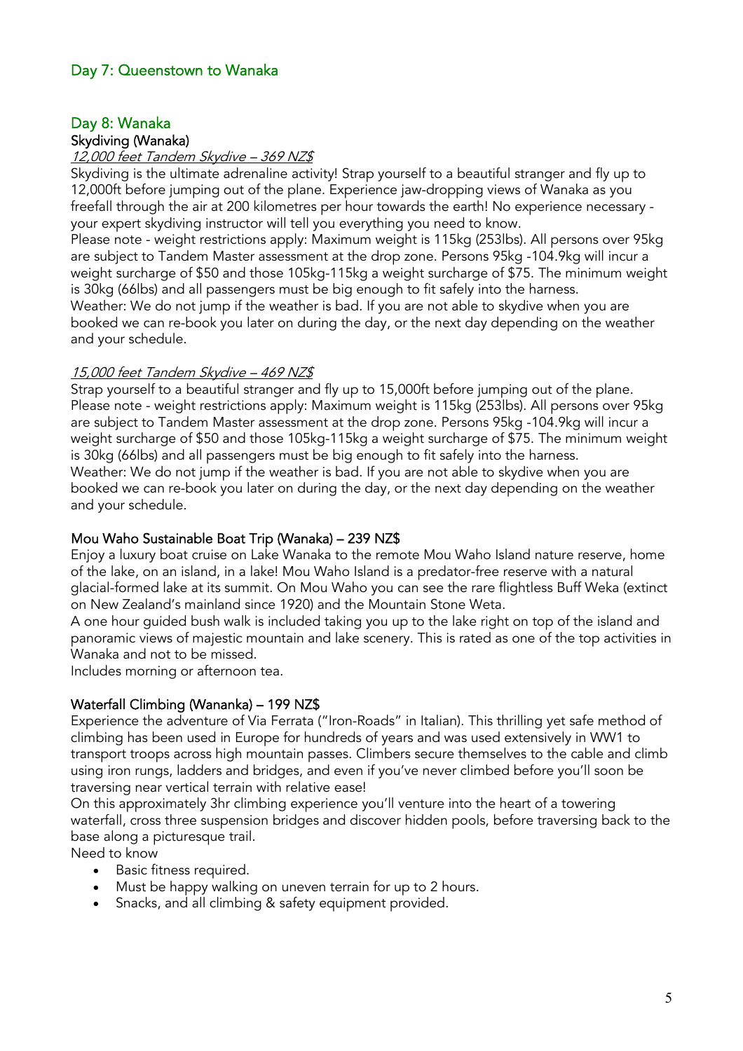## Day 7: Queenstown to Wanaka

## Day 8: Wanaka

### Skydiving (Wanaka)

*12,000 feet Tandem Skydive – 369 NZ$*

Skydiving is the ultimate adrenaline activity! Strap yourself to a beautiful stranger and fly up to 12,000ft before jumping out of the plane. Experience jaw-dropping views of Wanaka as you freefall through the air at 200 kilometres per hour towards the earth! No experience necessary - your expert skydiving instructor will tell you everything you need to know.

Please note - weight restrictions apply: Maximum weight is 115kg (253lbs). All persons over 95kg are subject to Tandem Master assessment at the drop zone. Persons 95kg -104.9kg will incur a weight surcharge of $50 and those 105kg-115kg a weight surcharge of $75. The minimum weight is 30kg (66lbs) and all passengers must be big enough to fit safely into the harness.

Weather: We do not jump if the weather is bad. If you are not able to skydive when you are booked we can re-book you later on during the day, or the next day depending on the weather and your schedule.

*15,000 feet Tandem Skydive – 469 NZ$*

Strap yourself to a beautiful stranger and fly up to 15,000ft before jumping out of the plane.

Please note - weight restrictions apply: Maximum weight is 115kg (253lbs). All persons over 95kg are subject to Tandem Master assessment at the drop zone. Persons 95kg -104.9kg will incur a weight surcharge of $50 and those 105kg-115kg a weight surcharge of $75. The minimum weight is 30kg (66lbs) and all passengers must be big enough to fit safely into the harness.

Weather: We do not jump if the weather is bad. If you are not able to skydive when you are booked we can re-book you later on during the day, or the next day depending on the weather and your schedule.

### Mou Waho Sustainable Boat Trip (Wanaka) – 239 NZ$

Enjoy a luxury boat cruise on Lake Wanaka to the remote Mou Waho Island nature reserve, home of the lake, on an island, in a lake! Mou Waho Island is a predator-free reserve with a natural glacial-formed lake at its summit. On Mou Waho you can see the rare flightless Buff Weka (extinct on New Zealand's mainland since 1920) and the Mountain Stone Weta.

A one hour guided bush walk is included taking you up to the lake right on top of the island and panoramic views of majestic mountain and lake scenery. This is rated as one of the top activities in Wanaka and not to be missed.

Includes morning or afternoon tea.

### Waterfall Climbing (Wananka) – 199 NZ$

Experience the adventure of Via Ferrata ("Iron-Roads" in Italian). This thrilling yet safe method of climbing has been used in Europe for hundreds of years and was used extensively in WW1 to transport troops across high mountain passes. Climbers secure themselves to the cable and climb using iron rungs, ladders and bridges, and even if you've never climbed before you'll soon be traversing near vertical terrain with relative ease!

On this approximately 3hr climbing experience you'll venture into the heart of a towering waterfall, cross three suspension bridges and discover hidden pools, before traversing back to the base along a picturesque trail.

Need to know

- Basic fitness required.
- Must be happy walking on uneven terrain for up to 2 hours.
- Snacks, and all climbing & safety equipment provided.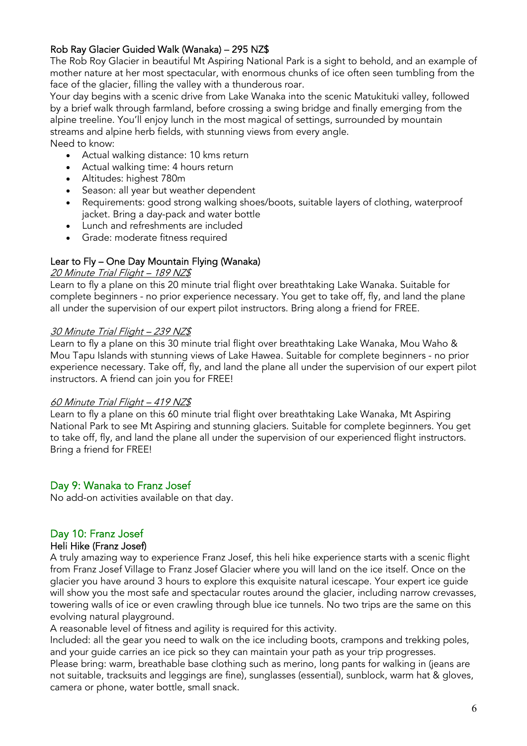### Rob Ray Glacier Guided Walk (Wanaka) – 295 NZ$

The Rob Roy Glacier in beautiful Mt Aspiring National Park is a sight to behold, and an example of mother nature at her most spectacular, with enormous chunks of ice often seen tumbling from the face of the glacier, filling the valley with a thunderous roar.

Your day begins with a scenic drive from Lake Wanaka into the scenic Matukituki valley, followed by a brief walk through farmland, before crossing a swing bridge and finally emerging from the alpine treeline. You'll enjoy lunch in the most magical of settings, surrounded by mountain streams and alpine herb fields, with stunning views from every angle.

Need to know:

- Actual walking distance: 10 kms return
- Actual walking time: 4 hours return
- Altitudes: highest 780m
- Season: all year but weather dependent
- Requirements: good strong walking shoes/boots, suitable layers of clothing, waterproof jacket. Bring a day-pack and water bottle
- Lunch and refreshments are included
- Grade: moderate fitness required

### Lear to Fly – One Day Mountain Flying (Wanaka)

*20 Minute Trial Flight – 189 NZ$*

Learn to fly a plane on this 20 minute trial flight over breathtaking Lake Wanaka. Suitable for complete beginners - no prior experience necessary. You get to take off, fly, and land the plane all under the supervision of our expert pilot instructors. Bring along a friend for FREE.

*30 Minute Trial Flight – 239 NZ$*

Learn to fly a plane on this 30 minute trial flight over breathtaking Lake Wanaka, Mou Waho & Mou Tapu Islands with stunning views of Lake Hawea. Suitable for complete beginners - no prior experience necessary. Take off, fly, and land the plane all under the supervision of our expert pilot instructors. A friend can join you for FREE!

*60 Minute Trial Flight – 419 NZ$*

Learn to fly a plane on this 60 minute trial flight over breathtaking Lake Wanaka, Mt Aspiring National Park to see Mt Aspiring and stunning glaciers. Suitable for complete beginners. You get to take off, fly, and land the plane all under the supervision of our experienced flight instructors. Bring a friend for FREE!

## Day 9: Wanaka to Franz Josef

No add-on activities available on that day.

## Day 10: Franz Josef

### Heli Hike (Franz Josef)

A truly amazing way to experience Franz Josef, this heli hike experience starts with a scenic flight from Franz Josef Village to Franz Josef Glacier where you will land on the ice itself. Once on the glacier you have around 3 hours to explore this exquisite natural icescape. Your expert ice guide will show you the most safe and spectacular routes around the glacier, including narrow crevasses, towering walls of ice or even crawling through blue ice tunnels. No two trips are the same on this evolving natural playground.

A reasonable level of fitness and agility is required for this activity.

Included: all the gear you need to walk on the ice including boots, crampons and trekking poles, and your guide carries an ice pick so they can maintain your path as your trip progresses.

Please bring: warm, breathable base clothing such as merino, long pants for walking in (jeans are not suitable, tracksuits and leggings are fine), sunglasses (essential), sunblock, warm hat & gloves, camera or phone, water bottle, small snack.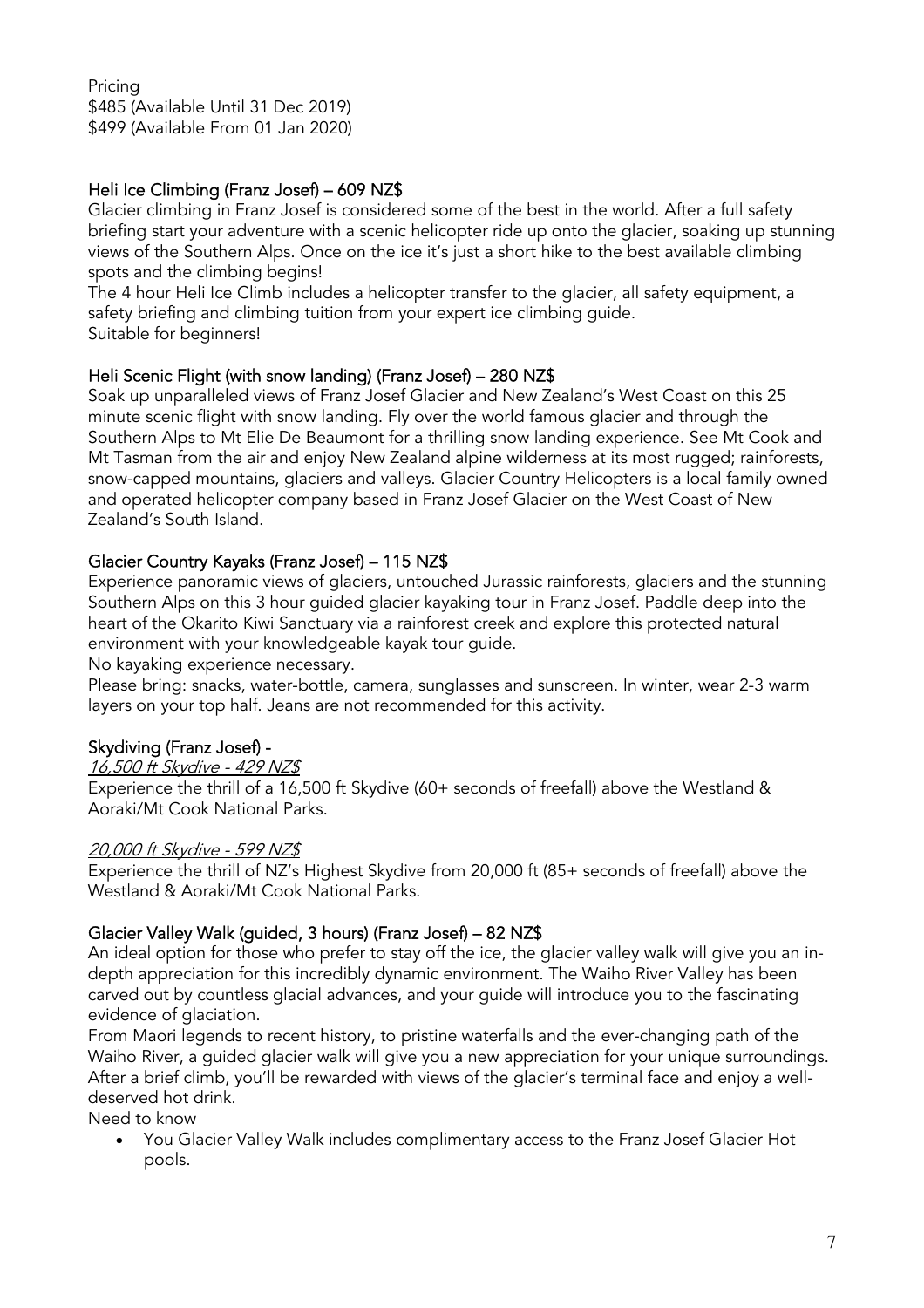Pricing
$485 (Available Until 31 Dec 2019)
$499 (Available From 01 Jan 2020)

### Heli Ice Climbing (Franz Josef) – 609 NZ$

Glacier climbing in Franz Josef is considered some of the best in the world. After a full safety briefing start your adventure with a scenic helicopter ride up onto the glacier, soaking up stunning views of the Southern Alps. Once on the ice it's just a short hike to the best available climbing spots and the climbing begins!
The 4 hour Heli Ice Climb includes a helicopter transfer to the glacier, all safety equipment, a safety briefing and climbing tuition from your expert ice climbing guide.
Suitable for beginners!

### Heli Scenic Flight (with snow landing) (Franz Josef) – 280 NZ$

Soak up unparalleled views of Franz Josef Glacier and New Zealand's West Coast on this 25 minute scenic flight with snow landing. Fly over the world famous glacier and through the Southern Alps to Mt Elie De Beaumont for a thrilling snow landing experience. See Mt Cook and Mt Tasman from the air and enjoy New Zealand alpine wilderness at its most rugged; rainforests, snow-capped mountains, glaciers and valleys. Glacier Country Helicopters is a local family owned and operated helicopter company based in Franz Josef Glacier on the West Coast of New Zealand's South Island.

### Glacier Country Kayaks (Franz Josef) – 115 NZ$

Experience panoramic views of glaciers, untouched Jurassic rainforests, glaciers and the stunning Southern Alps on this 3 hour guided glacier kayaking tour in Franz Josef. Paddle deep into the heart of the Okarito Kiwi Sanctuary via a rainforest creek and explore this protected natural environment with your knowledgeable kayak tour guide.
No kayaking experience necessary.
Please bring: snacks, water-bottle, camera, sunglasses and sunscreen. In winter, wear 2-3 warm layers on your top half. Jeans are not recommended for this activity.

### Skydiving (Franz Josef) -

*16,500 ft Skydive - 429 NZ$*

Experience the thrill of a 16,500 ft Skydive (60+ seconds of freefall) above the Westland & Aoraki/Mt Cook National Parks.

*20,000 ft Skydive - 599 NZ$*

Experience the thrill of NZ's Highest Skydive from 20,000 ft (85+ seconds of freefall) above the Westland & Aoraki/Mt Cook National Parks.

### Glacier Valley Walk (guided, 3 hours) (Franz Josef) – 82 NZ$

An ideal option for those who prefer to stay off the ice, the glacier valley walk will give you an in-depth appreciation for this incredibly dynamic environment. The Waiho River Valley has been carved out by countless glacial advances, and your guide will introduce you to the fascinating evidence of glaciation.
From Maori legends to recent history, to pristine waterfalls and the ever-changing path of the Waiho River, a guided glacier walk will give you a new appreciation for your unique surroundings. After a brief climb, you'll be rewarded with views of the glacier's terminal face and enjoy a well-deserved hot drink.
Need to know

- You Glacier Valley Walk includes complimentary access to the Franz Josef Glacier Hot pools.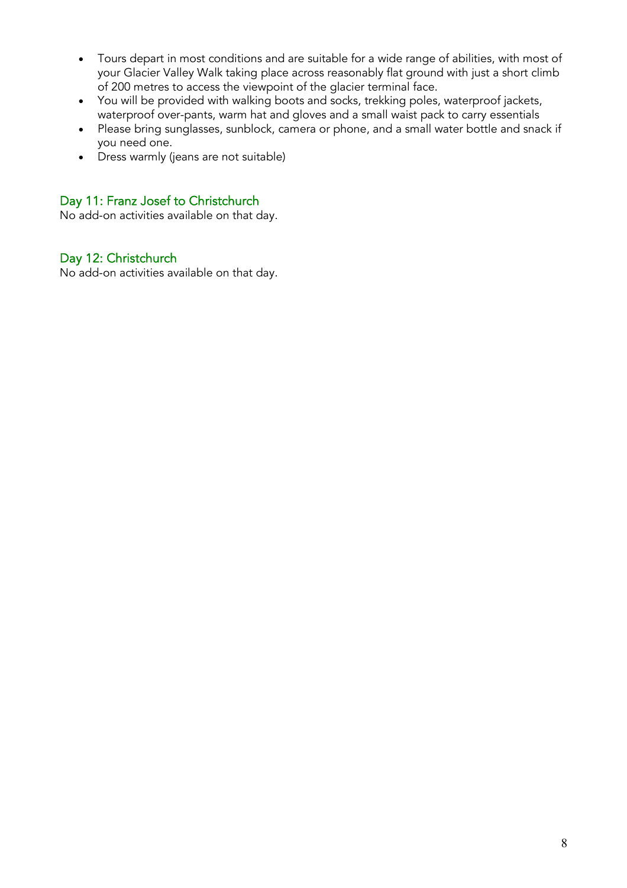- Tours depart in most conditions and are suitable for a wide range of abilities, with most of your Glacier Valley Walk taking place across reasonably flat ground with just a short climb of 200 metres to access the viewpoint of the glacier terminal face.
- You will be provided with walking boots and socks, trekking poles, waterproof jackets, waterproof over-pants, warm hat and gloves and a small waist pack to carry essentials
- Please bring sunglasses, sunblock, camera or phone, and a small water bottle and snack if you need one.
- Dress warmly (jeans are not suitable)

### Day 11: Franz Josef to Christchurch

No add-on activities available on that day.

### Day 12: Christchurch

No add-on activities available on that day.